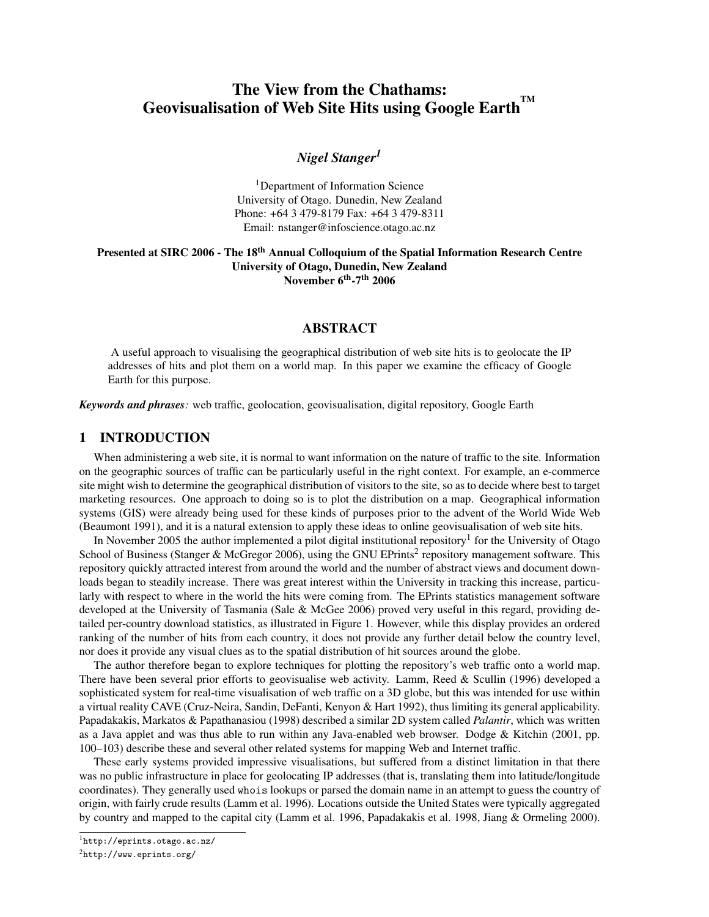# The View from the Chathams: Geovisualisation of Web Site Hits using Google Earth™

***Nigel Stanger[1]***

[1]Department of Information Science
University of Otago. Dunedin, New Zealand
Phone: +64 3 479-8179 Fax: +64 3 479-8311
Email: nstanger@infoscience.otago.ac.nz

**Presented at SIRC 2006 - The 18th Annual Colloquium of the Spatial Information Research Centre**
**University of Otago, Dunedin, New Zealand**
**November 6th-7th 2006**

## ABSTRACT

A useful approach to visualising the geographical distribution of web site hits is to geolocate the IP addresses of hits and plot them on a world map. In this paper we examine the efficacy of Google Earth for this purpose.

***Keywords and phrases**:* web traffic, geolocation, geovisualisation, digital repository, Google Earth

## 1 INTRODUCTION

When administering a web site, it is normal to want information on the nature of traffic to the site. Information on the geographic sources of traffic can be particularly useful in the right context. For example, an e-commerce site might wish to determine the geographical distribution of visitors to the site, so as to decide where best to target marketing resources. One approach to doing so is to plot the distribution on a map. Geographical information systems (GIS) were already being used for these kinds of purposes prior to the advent of the World Wide Web (Beaumont 1991), and it is a natural extension to apply these ideas to online geovisualisation of web site hits.

In November 2005 the author implemented a pilot digital institutional repository[1] for the University of Otago School of Business (Stanger & McGregor 2006), using the GNU EPrints[2] repository management software. This repository quickly attracted interest from around the world and the number of abstract views and document downloads began to steadily increase. There was great interest within the University in tracking this increase, particularly with respect to where in the world the hits were coming from. The EPrints statistics management software developed at the University of Tasmania (Sale & McGee 2006) proved very useful in this regard, providing detailed per-country download statistics, as illustrated in Figure 1. However, while this display provides an ordered ranking of the number of hits from each country, it does not provide any further detail below the country level, nor does it provide any visual clues as to the spatial distribution of hit sources around the globe.

The author therefore began to explore techniques for plotting the repository's web traffic onto a world map. There have been several prior efforts to geovisualise web activity. Lamm, Reed & Scullin (1996) developed a sophisticated system for real-time visualisation of web traffic on a 3D globe, but this was intended for use within a virtual reality CAVE (Cruz-Neira, Sandin, DeFanti, Kenyon & Hart 1992), thus limiting its general applicability. Papadakakis, Markatos & Papathanasiou (1998) described a similar 2D system called *Palantir*, which was written as a Java applet and was thus able to run within any Java-enabled web browser. Dodge & Kitchin (2001, pp. 100–103) describe these and several other related systems for mapping Web and Internet traffic.

These early systems provided impressive visualisations, but suffered from a distinct limitation in that there was no public infrastructure in place for geolocating IP addresses (that is, translating them into latitude/longitude coordinates). They generally used `whois` lookups or parsed the domain name in an attempt to guess the country of origin, with fairly crude results (Lamm et al. 1996). Locations outside the United States were typically aggregated by country and mapped to the capital city (Lamm et al. 1996, Papadakakis et al. 1998, Jiang & Ormeling 2000).

[1]`http://eprints.otago.ac.nz/`

[2]`http://www.eprints.org/`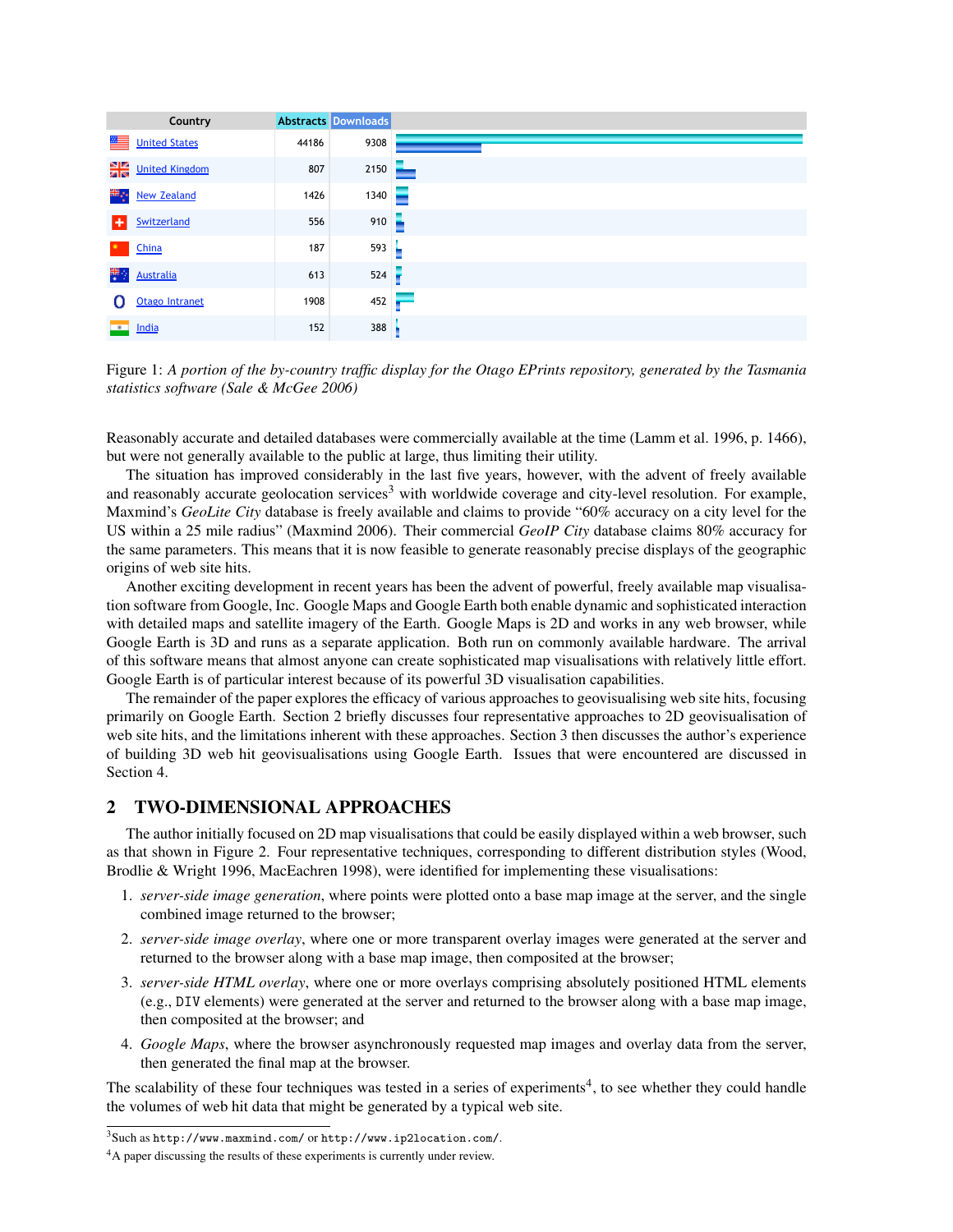| Country | Abstracts | Downloads |
|---|---|---|
| United States | 44186 | 9308 |
| United Kingdom | 807 | 2150 |
| New Zealand | 1426 | 1340 |
| Switzerland | 556 | 910 |
| China | 187 | 593 |
| Australia | 613 | 524 |
| Otago Intranet | 1908 | 452 |
| India | 152 | 388 |

Figure 1: *A portion of the by-country traffic display for the Otago EPrints repository, generated by the Tasmania statistics software (Sale & McGee 2006)*

Reasonably accurate and detailed databases were commercially available at the time (Lamm et al. 1996, p. 1466), but were not generally available to the public at large, thus limiting their utility.

The situation has improved considerably in the last five years, however, with the advent of freely available and reasonably accurate geolocation services[3] with worldwide coverage and city-level resolution. For example, Maxmind's *GeoLite City* database is freely available and claims to provide "60% accuracy on a city level for the US within a 25 mile radius" (Maxmind 2006). Their commercial *GeoIP City* database claims 80% accuracy for the same parameters. This means that it is now feasible to generate reasonably precise displays of the geographic origins of web site hits.

Another exciting development in recent years has been the advent of powerful, freely available map visualisation software from Google, Inc. Google Maps and Google Earth both enable dynamic and sophisticated interaction with detailed maps and satellite imagery of the Earth. Google Maps is 2D and works in any web browser, while Google Earth is 3D and runs as a separate application. Both run on commonly available hardware. The arrival of this software means that almost anyone can create sophisticated map visualisations with relatively little effort. Google Earth is of particular interest because of its powerful 3D visualisation capabilities.

The remainder of the paper explores the efficacy of various approaches to geovisualising web site hits, focusing primarily on Google Earth. Section 2 briefly discusses four representative approaches to 2D geovisualisation of web site hits, and the limitations inherent with these approaches. Section 3 then discusses the author's experience of building 3D web hit geovisualisations using Google Earth. Issues that were encountered are discussed in Section 4.

## 2 TWO-DIMENSIONAL APPROACHES

The author initially focused on 2D map visualisations that could be easily displayed within a web browser, such as that shown in Figure 2. Four representative techniques, corresponding to different distribution styles (Wood, Brodlie & Wright 1996, MacEachren 1998), were identified for implementing these visualisations:

1. *server-side image generation*, where points were plotted onto a base map image at the server, and the single combined image returned to the browser;
2. *server-side image overlay*, where one or more transparent overlay images were generated at the server and returned to the browser along with a base map image, then composited at the browser;
3. *server-side HTML overlay*, where one or more overlays comprising absolutely positioned HTML elements (e.g., `DIV` elements) were generated at the server and returned to the browser along with a base map image, then composited at the browser; and
4. *Google Maps*, where the browser asynchronously requested map images and overlay data from the server, then generated the final map at the browser.

The scalability of these four techniques was tested in a series of experiments[4], to see whether they could handle the volumes of web hit data that might be generated by a typical web site.

[3] Such as `http://www.maxmind.com/` or `http://www.ip2location.com/`.

[4] A paper discussing the results of these experiments is currently under review.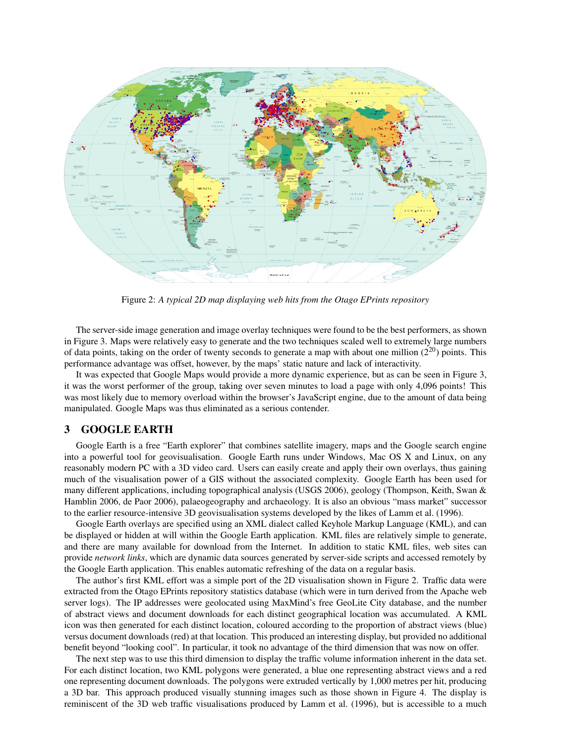Figure 2: *A typical 2D map displaying web hits from the Otago EPrints repository*

The server-side image generation and image overlay techniques were found to be the best performers, as shown in Figure 3. Maps were relatively easy to generate and the two techniques scaled well to extremely large numbers of data points, taking on the order of twenty seconds to generate a map with about one million ($2^{20}$) points. This performance advantage was offset, however, by the maps' static nature and lack of interactivity.

It was expected that Google Maps would provide a more dynamic experience, but as can be seen in Figure 3, it was the worst performer of the group, taking over seven minutes to load a page with only 4,096 points! This was most likely due to memory overload within the browser's JavaScript engine, due to the amount of data being manipulated. Google Maps was thus eliminated as a serious contender.

## 3 GOOGLE EARTH

Google Earth is a free "Earth explorer" that combines satellite imagery, maps and the Google search engine into a powerful tool for geovisualisation. Google Earth runs under Windows, Mac OS X and Linux, on any reasonably modern PC with a 3D video card. Users can easily create and apply their own overlays, thus gaining much of the visualisation power of a GIS without the associated complexity. Google Earth has been used for many different applications, including topographical analysis (USGS 2006), geology (Thompson, Keith, Swan & Hamblin 2006, de Paor 2006), palaeogeography and archaeology. It is also an obvious "mass market" successor to the earlier resource-intensive 3D geovisualisation systems developed by the likes of Lamm et al. (1996).

Google Earth overlays are specified using an XML dialect called Keyhole Markup Language (KML), and can be displayed or hidden at will within the Google Earth application. KML files are relatively simple to generate, and there are many available for download from the Internet. In addition to static KML files, web sites can provide *network links*, which are dynamic data sources generated by server-side scripts and accessed remotely by the Google Earth application. This enables automatic refreshing of the data on a regular basis.

The author's first KML effort was a simple port of the 2D visualisation shown in Figure 2. Traffic data were extracted from the Otago EPrints repository statistics database (which were in turn derived from the Apache web server logs). The IP addresses were geolocated using MaxMind's free GeoLite City database, and the number of abstract views and document downloads for each distinct geographical location was accumulated. A KML icon was then generated for each distinct location, coloured according to the proportion of abstract views (blue) versus document downloads (red) at that location. This produced an interesting display, but provided no additional benefit beyond "looking cool". In particular, it took no advantage of the third dimension that was now on offer.

The next step was to use this third dimension to display the traffic volume information inherent in the data set. For each distinct location, two KML polygons were generated, a blue one representing abstract views and a red one representing document downloads. The polygons were extruded vertically by 1,000 metres per hit, producing a 3D bar. This approach produced visually stunning images such as those shown in Figure 4. The display is reminiscent of the 3D web traffic visualisations produced by Lamm et al. (1996), but is accessible to a much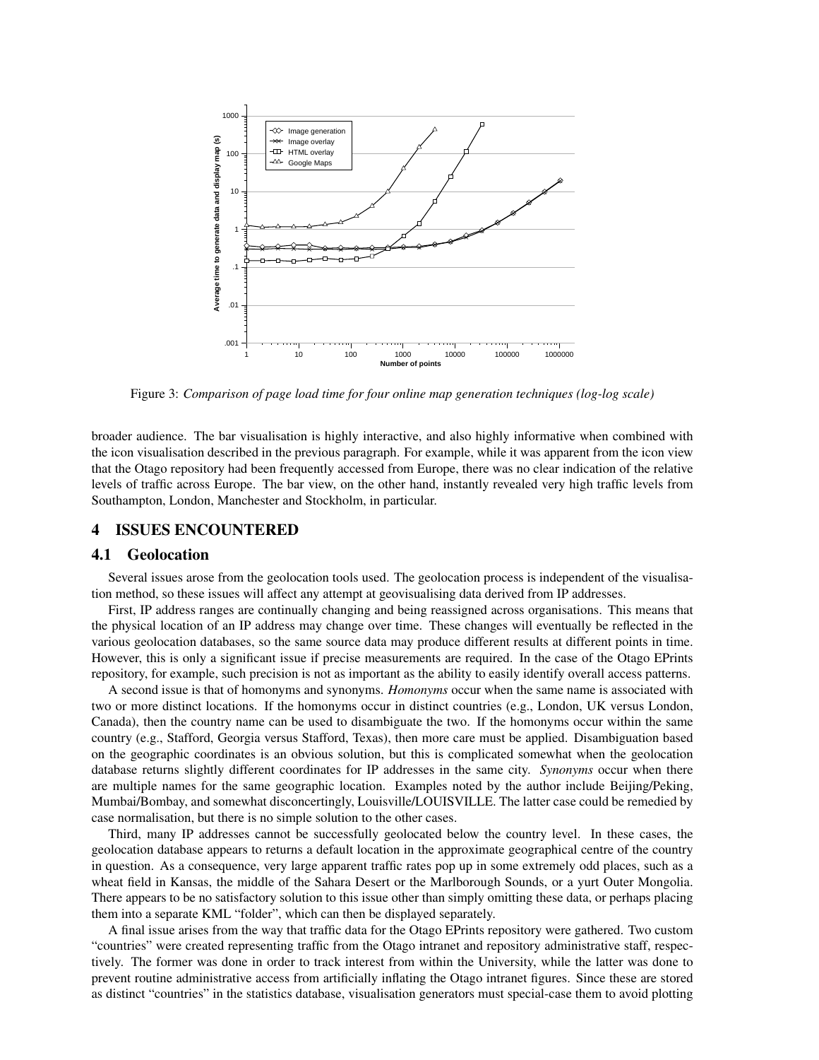Figure 3: *Comparison of page load time for four online map generation techniques (log-log scale)*

broader audience. The bar visualisation is highly interactive, and also highly informative when combined with the icon visualisation described in the previous paragraph. For example, while it was apparent from the icon view that the Otago repository had been frequently accessed from Europe, there was no clear indication of the relative levels of traffic across Europe. The bar view, on the other hand, instantly revealed very high traffic levels from Southampton, London, Manchester and Stockholm, in particular.

## 4 ISSUES ENCOUNTERED

### 4.1 Geolocation

Several issues arose from the geolocation tools used. The geolocation process is independent of the visualisation method, so these issues will affect any attempt at geovisualising data derived from IP addresses.

First, IP address ranges are continually changing and being reassigned across organisations. This means that the physical location of an IP address may change over time. These changes will eventually be reflected in the various geolocation databases, so the same source data may produce different results at different points in time. However, this is only a significant issue if precise measurements are required. In the case of the Otago EPrints repository, for example, such precision is not as important as the ability to easily identify overall access patterns.

A second issue is that of homonyms and synonyms. *Homonyms* occur when the same name is associated with two or more distinct locations. If the homonyms occur in distinct countries (e.g., London, UK versus London, Canada), then the country name can be used to disambiguate the two. If the homonyms occur within the same country (e.g., Stafford, Georgia versus Stafford, Texas), then more care must be applied. Disambiguation based on the geographic coordinates is an obvious solution, but this is complicated somewhat when the geolocation database returns slightly different coordinates for IP addresses in the same city. *Synonyms* occur when there are multiple names for the same geographic location. Examples noted by the author include Beijing/Peking, Mumbai/Bombay, and somewhat disconcertingly, Louisville/LOUISVILLE. The latter case could be remedied by case normalisation, but there is no simple solution to the other cases.

Third, many IP addresses cannot be successfully geolocated below the country level. In these cases, the geolocation database appears to returns a default location in the approximate geographical centre of the country in question. As a consequence, very large apparent traffic rates pop up in some extremely odd places, such as a wheat field in Kansas, the middle of the Sahara Desert or the Marlborough Sounds, or a yurt Outer Mongolia. There appears to be no satisfactory solution to this issue other than simply omitting these data, or perhaps placing them into a separate KML "folder", which can then be displayed separately.

A final issue arises from the way that traffic data for the Otago EPrints repository were gathered. Two custom "countries" were created representing traffic from the Otago intranet and repository administrative staff, respectively. The former was done in order to track interest from within the University, while the latter was done to prevent routine administrative access from artificially inflating the Otago intranet figures. Since these are stored as distinct "countries" in the statistics database, visualisation generators must special-case them to avoid plotting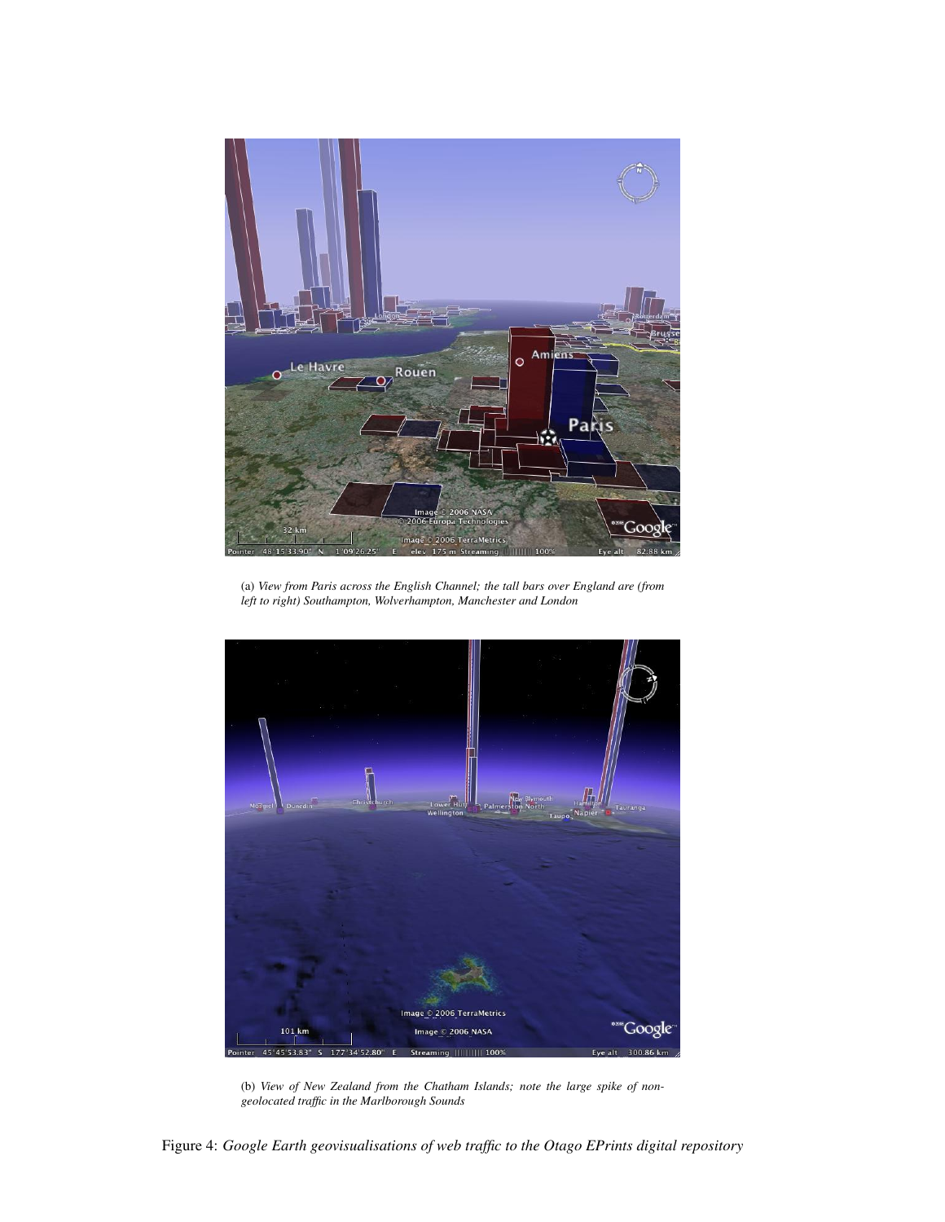(a) *View from Paris across the English Channel; the tall bars over England are (from left to right) Southampton, Wolverhampton, Manchester and London*

(b) *View of New Zealand from the Chatham Islands; note the large spike of non-geolocated traffic in the Marlborough Sounds*

Figure 4: *Google Earth geovisualisations of web traffic to the Otago EPrints digital repository*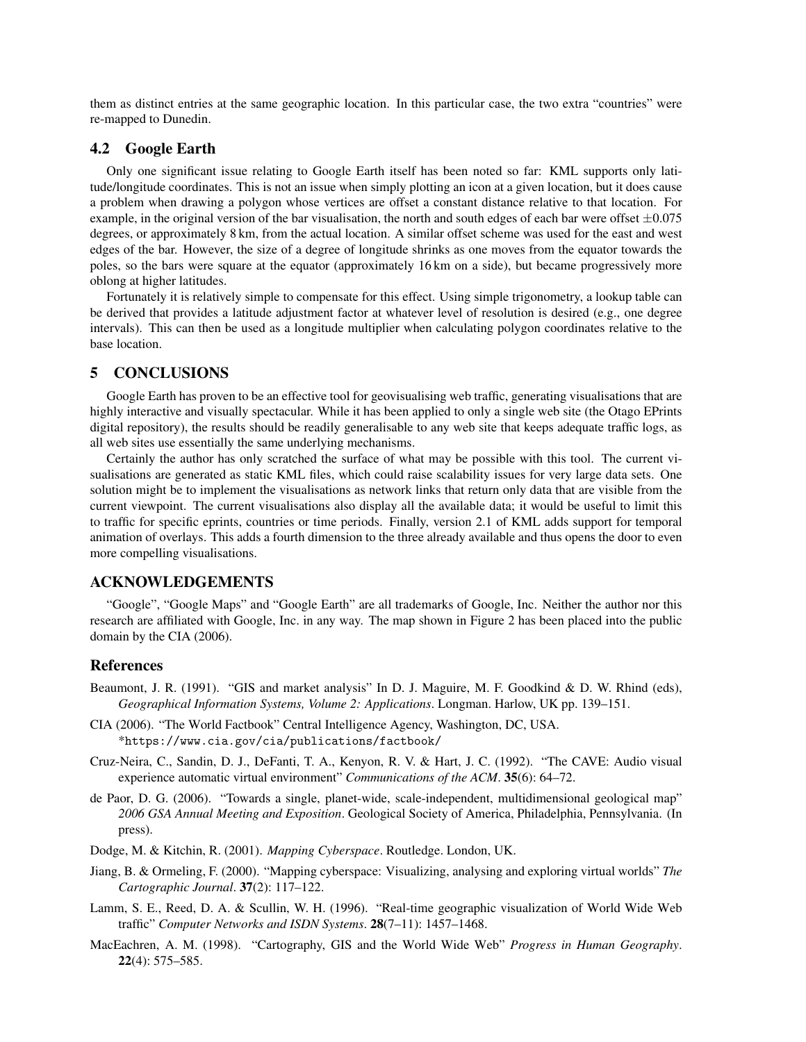them as distinct entries at the same geographic location. In this particular case, the two extra "countries" were re-mapped to Dunedin.

## 4.2 Google Earth

Only one significant issue relating to Google Earth itself has been noted so far: KML supports only latitude/longitude coordinates. This is not an issue when simply plotting an icon at a given location, but it does cause a problem when drawing a polygon whose vertices are offset a constant distance relative to that location. For example, in the original version of the bar visualisation, the north and south edges of each bar were offset $\pm 0.075$ degrees, or approximately 8 km, from the actual location. A similar offset scheme was used for the east and west edges of the bar. However, the size of a degree of longitude shrinks as one moves from the equator towards the poles, so the bars were square at the equator (approximately 16 km on a side), but became progressively more oblong at higher latitudes.

Fortunately it is relatively simple to compensate for this effect. Using simple trigonometry, a lookup table can be derived that provides a latitude adjustment factor at whatever level of resolution is desired (e.g., one degree intervals). This can then be used as a longitude multiplier when calculating polygon coordinates relative to the base location.

# 5 CONCLUSIONS

Google Earth has proven to be an effective tool for geovisualising web traffic, generating visualisations that are highly interactive and visually spectacular. While it has been applied to only a single web site (the Otago EPrints digital repository), the results should be readily generalisable to any web site that keeps adequate traffic logs, as all web sites use essentially the same underlying mechanisms.

Certainly the author has only scratched the surface of what may be possible with this tool. The current visualisations are generated as static KML files, which could raise scalability issues for very large data sets. One solution might be to implement the visualisations as network links that return only data that are visible from the current viewpoint. The current visualisations also display all the available data; it would be useful to limit this to traffic for specific eprints, countries or time periods. Finally, version 2.1 of KML adds support for temporal animation of overlays. This adds a fourth dimension to the three already available and thus opens the door to even more compelling visualisations.

# ACKNOWLEDGEMENTS

"Google", "Google Maps" and "Google Earth" are all trademarks of Google, Inc. Neither the author nor this research are affiliated with Google, Inc. in any way. The map shown in Figure 2 has been placed into the public domain by the CIA (2006).

# References

Beaumont, J. R. (1991). "GIS and market analysis" In D. J. Maguire, M. F. Goodkind & D. W. Rhind (eds), *Geographical Information Systems, Volume 2: Applications*. Longman. Harlow, UK pp. 139–151.

CIA (2006). "The World Factbook" Central Intelligence Agency, Washington, DC, USA. *`https://www.cia.gov/cia/publications/factbook/`

Cruz-Neira, C., Sandin, D. J., DeFanti, T. A., Kenyon, R. V. & Hart, J. C. (1992). "The CAVE: Audio visual experience automatic virtual environment" *Communications of the ACM*. **35**(6): 64–72.

de Paor, D. G. (2006). "Towards a single, planet-wide, scale-independent, multidimensional geological map" *2006 GSA Annual Meeting and Exposition*. Geological Society of America, Philadelphia, Pennsylvania. (In press).

Dodge, M. & Kitchin, R. (2001). *Mapping Cyberspace*. Routledge. London, UK.

Jiang, B. & Ormeling, F. (2000). "Mapping cyberspace: Visualizing, analysing and exploring virtual worlds" *The Cartographic Journal*. **37**(2): 117–122.

Lamm, S. E., Reed, D. A. & Scullin, W. H. (1996). "Real-time geographic visualization of World Wide Web traffic" *Computer Networks and ISDN Systems*. **28**(7–11): 1457–1468.

MacEachren, A. M. (1998). "Cartography, GIS and the World Wide Web" *Progress in Human Geography*. **22**(4): 575–585.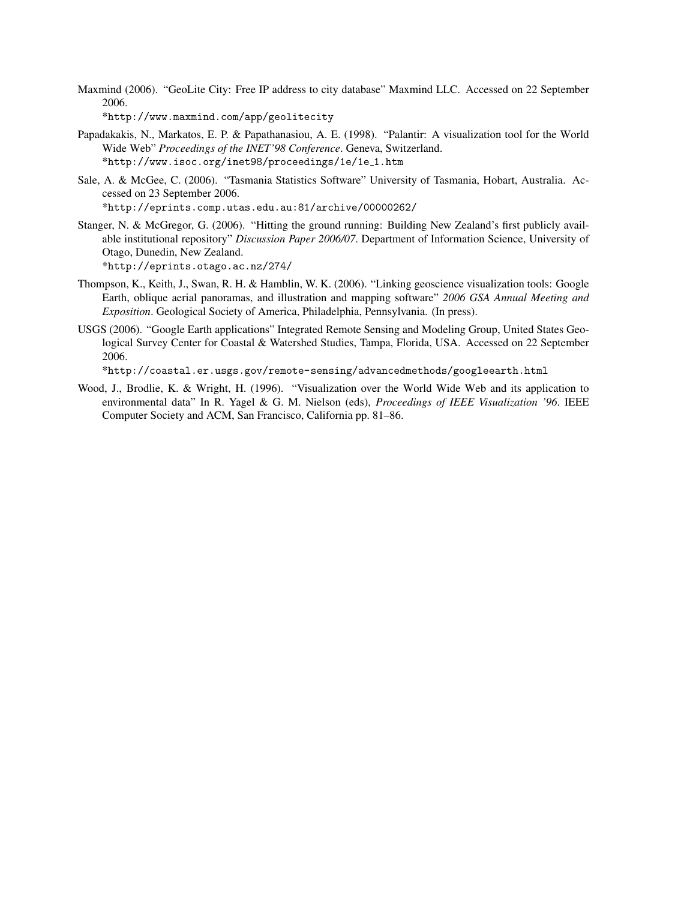Maxmind (2006). "GeoLite City: Free IP address to city database" Maxmind LLC. Accessed on 22 September 2006.
*http://www.maxmind.com/app/geolitecity

Papadakakis, N., Markatos, E. P. & Papathanasiou, A. E. (1998). "Palantir: A visualization tool for the World Wide Web" *Proceedings of the INET'98 Conference*. Geneva, Switzerland.
*http://www.isoc.org/inet98/proceedings/1e/1e_1.htm

Sale, A. & McGee, C. (2006). "Tasmania Statistics Software" University of Tasmania, Hobart, Australia. Accessed on 23 September 2006.
*http://eprints.comp.utas.edu.au:81/archive/00000262/

Stanger, N. & McGregor, G. (2006). "Hitting the ground running: Building New Zealand's first publicly available institutional repository" *Discussion Paper 2006/07*. Department of Information Science, University of Otago, Dunedin, New Zealand.
*http://eprints.otago.ac.nz/274/

Thompson, K., Keith, J., Swan, R. H. & Hamblin, W. K. (2006). "Linking geoscience visualization tools: Google Earth, oblique aerial panoramas, and illustration and mapping software" *2006 GSA Annual Meeting and Exposition*. Geological Society of America, Philadelphia, Pennsylvania. (In press).

USGS (2006). "Google Earth applications" Integrated Remote Sensing and Modeling Group, United States Geological Survey Center for Coastal & Watershed Studies, Tampa, Florida, USA. Accessed on 22 September 2006.
*http://coastal.er.usgs.gov/remote-sensing/advancedmethods/googleearth.html

Wood, J., Brodlie, K. & Wright, H. (1996). "Visualization over the World Wide Web and its application to environmental data" In R. Yagel & G. M. Nielson (eds), *Proceedings of IEEE Visualization '96*. IEEE Computer Society and ACM, San Francisco, California pp. 81–86.